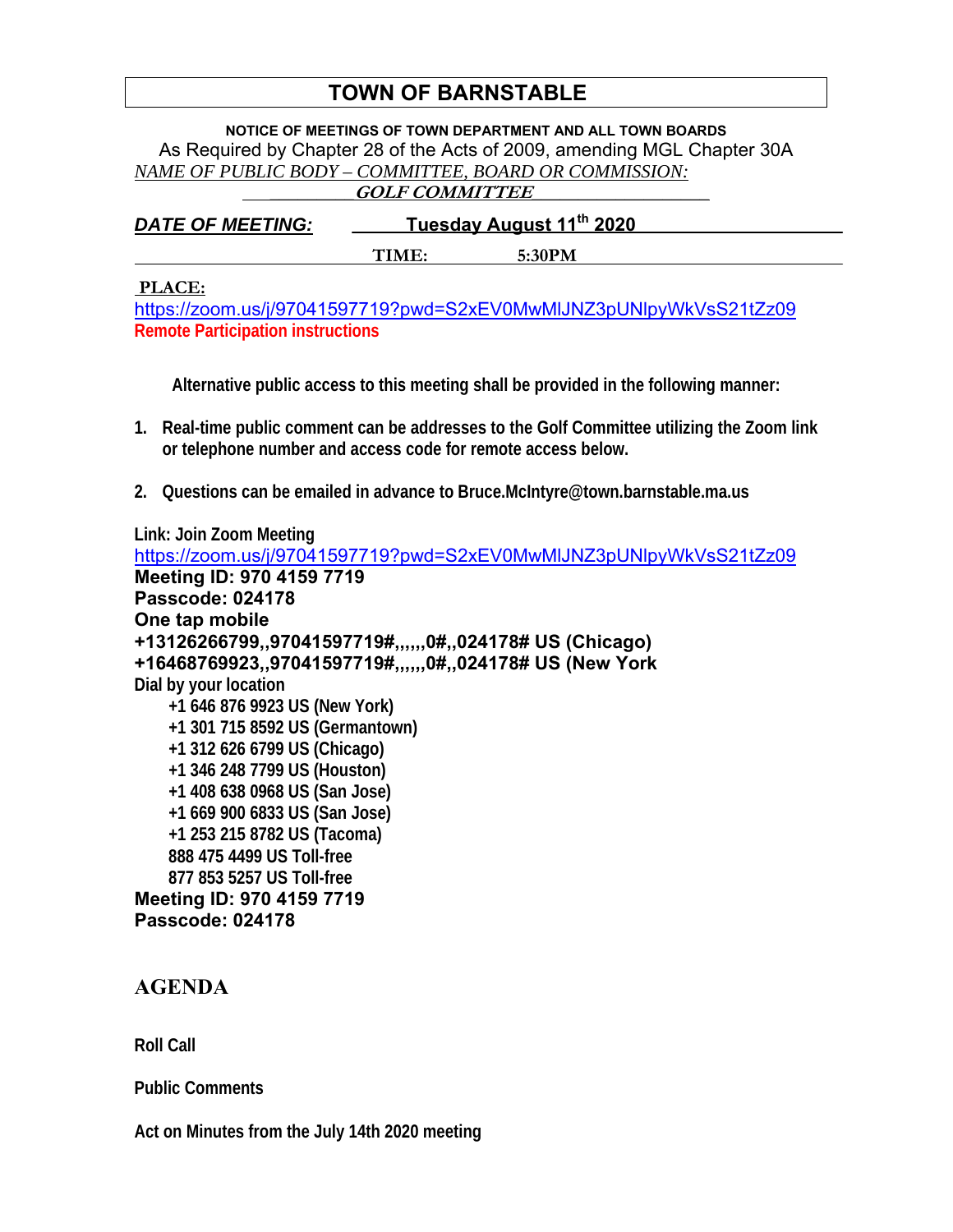# TOWN OF BARNSTABLE

**NOTICE OF MEETINGS OF TOWN DEPARTMENT AND ALL TOWN BOARDS**

As Required by Chapter 28 of the Acts of 2009, amending MGL Chapter 30A

*NAME OF PUBLIC BODY – COMMITTEE, BOARD OR COMMISSION:*

***GOLF COMMITTEE***

***DATE OF MEETING:*** **Tuesday August 11th 2020**

**TIME: 5:30PM**

**PLACE:**

https://zoom.us/j/97041597719?pwd=S2xEV0MwMlJNZ3pUNlpyWkVsS21tZz09

**Remote Participation instructions**

**Alternative public access to this meeting shall be provided in the following manner:**

1. **Real-time public comment can be addresses to the Golf Committee utilizing the Zoom link or telephone number and access code for remote access below.**
2. **Questions can be emailed in advance to Bruce.McIntyre@town.barnstable.ma.us**

**Link: Join Zoom Meeting**
https://zoom.us/j/97041597719?pwd=S2xEV0MwMlJNZ3pUNlpyWkVsS21tZz09
**Meeting ID: 970 4159 7719**
**Passcode: 024178**
**One tap mobile**
**+13126266799,,97041597719#,,,,,,0#,,024178# US (Chicago)**
**+16468769923,,97041597719#,,,,,,0#,,024178# US (New York**
**Dial by your location**
+1 646 876 9923 US (New York)
+1 301 715 8592 US (Germantown)
+1 312 626 6799 US (Chicago)
+1 346 248 7799 US (Houston)
+1 408 638 0968 US (San Jose)
+1 669 900 6833 US (San Jose)
+1 253 215 8782 US (Tacoma)
888 475 4499 US Toll-free
877 853 5257 US Toll-free
**Meeting ID: 970 4159 7719**
**Passcode: 024178**

## AGENDA

**Roll Call**

**Public Comments**

**Act on Minutes from the July 14th 2020 meeting**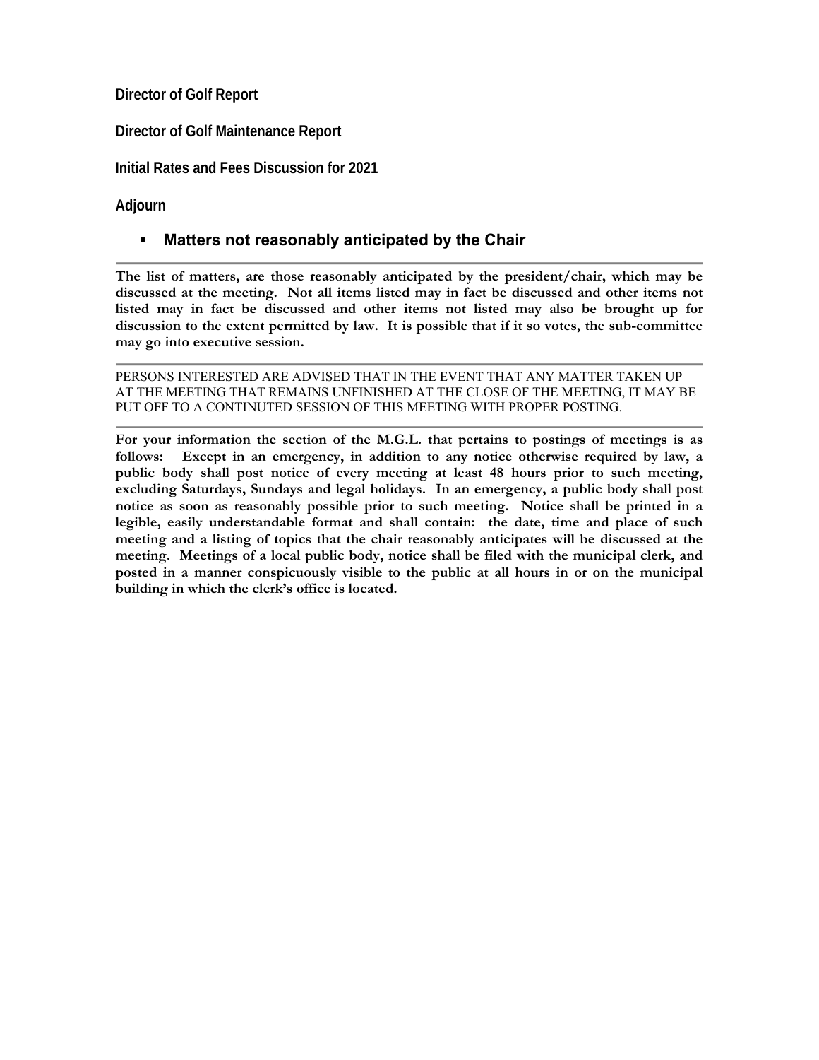**Director of Golf Report**

**Director of Golf Maintenance Report**

**Initial Rates and Fees Discussion for 2021**

**Adjourn**

- **Matters not reasonably anticipated by the Chair**

---

**The list of matters, are those reasonably anticipated by the president/chair, which may be discussed at the meeting. Not all items listed may in fact be discussed and other items not listed may in fact be discussed and other items not listed may also be brought up for discussion to the extent permitted by law. It is possible that if it so votes, the sub-committee may go into executive session.**

---

PERSONS INTERESTED ARE ADVISED THAT IN THE EVENT THAT ANY MATTER TAKEN UP AT THE MEETING THAT REMAINS UNFINISHED AT THE CLOSE OF THE MEETING, IT MAY BE PUT OFF TO A CONTINUTED SESSION OF THIS MEETING WITH PROPER POSTING.

---

**For your information the section of the M.G.L. that pertains to postings of meetings is as follows: Except in an emergency, in addition to any notice otherwise required by law, a public body shall post notice of every meeting at least 48 hours prior to such meeting, excluding Saturdays, Sundays and legal holidays. In an emergency, a public body shall post notice as soon as reasonably possible prior to such meeting. Notice shall be printed in a legible, easily understandable format and shall contain: the date, time and place of such meeting and a listing of topics that the chair reasonably anticipates will be discussed at the meeting. Meetings of a local public body, notice shall be filed with the municipal clerk, and posted in a manner conspicuously visible to the public at all hours in or on the municipal building in which the clerk's office is located.**